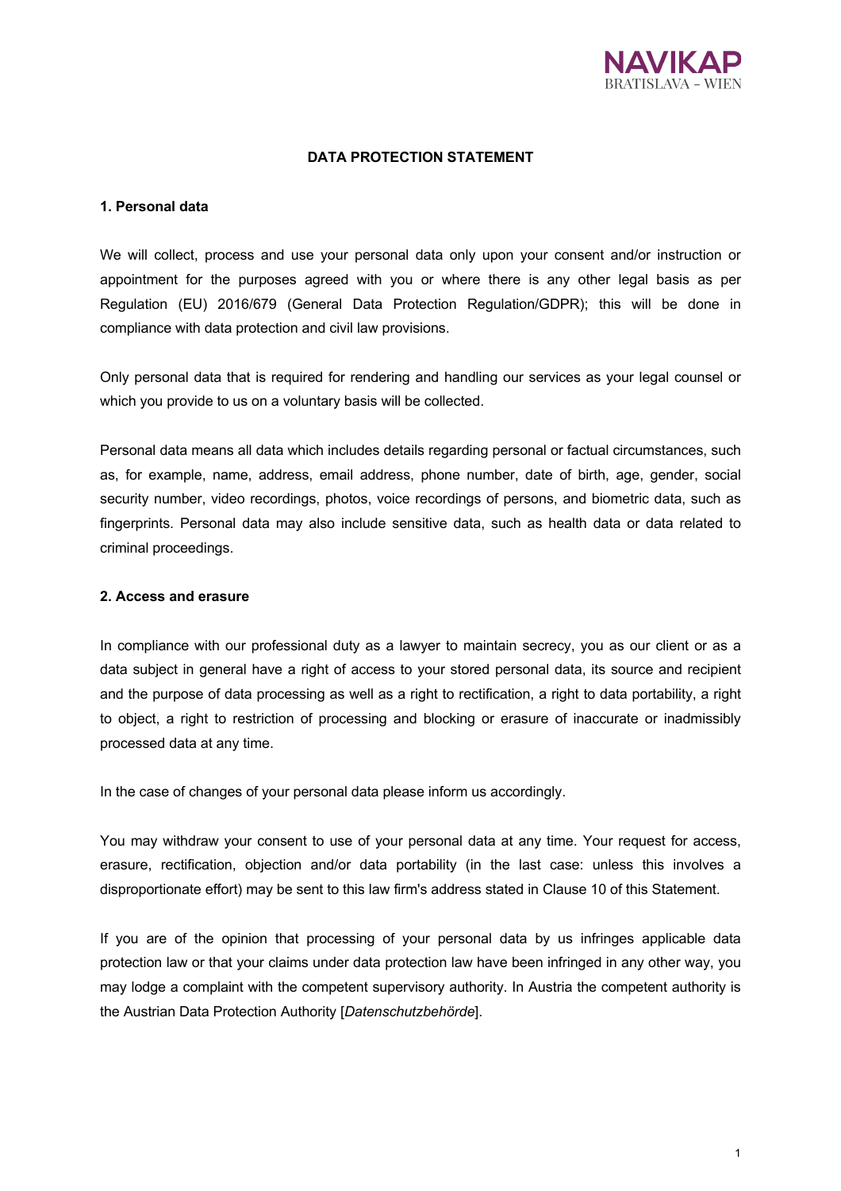NAVIKAP
BRATISLAVA - WIEN

# DATA PROTECTION STATEMENT

## 1. Personal data

We will collect, process and use your personal data only upon your consent and/or instruction or appointment for the purposes agreed with you or where there is any other legal basis as per Regulation (EU) 2016/679 (General Data Protection Regulation/GDPR); this will be done in compliance with data protection and civil law provisions.

Only personal data that is required for rendering and handling our services as your legal counsel or which you provide to us on a voluntary basis will be collected.

Personal data means all data which includes details regarding personal or factual circumstances, such as, for example, name, address, email address, phone number, date of birth, age, gender, social security number, video recordings, photos, voice recordings of persons, and biometric data, such as fingerprints. Personal data may also include sensitive data, such as health data or data related to criminal proceedings.

## 2. Access and erasure

In compliance with our professional duty as a lawyer to maintain secrecy, you as our client or as a data subject in general have a right of access to your stored personal data, its source and recipient and the purpose of data processing as well as a right to rectification, a right to data portability, a right to object, a right to restriction of processing and blocking or erasure of inaccurate or inadmissibly processed data at any time.

In the case of changes of your personal data please inform us accordingly.

You may withdraw your consent to use of your personal data at any time. Your request for access, erasure, rectification, objection and/or data portability (in the last case: unless this involves a disproportionate effort) may be sent to this law firm's address stated in Clause 10 of this Statement.

If you are of the opinion that processing of your personal data by us infringes applicable data protection law or that your claims under data protection law have been infringed in any other way, you may lodge a complaint with the competent supervisory authority. In Austria the competent authority is the Austrian Data Protection Authority [*Datenschutzbehörde*].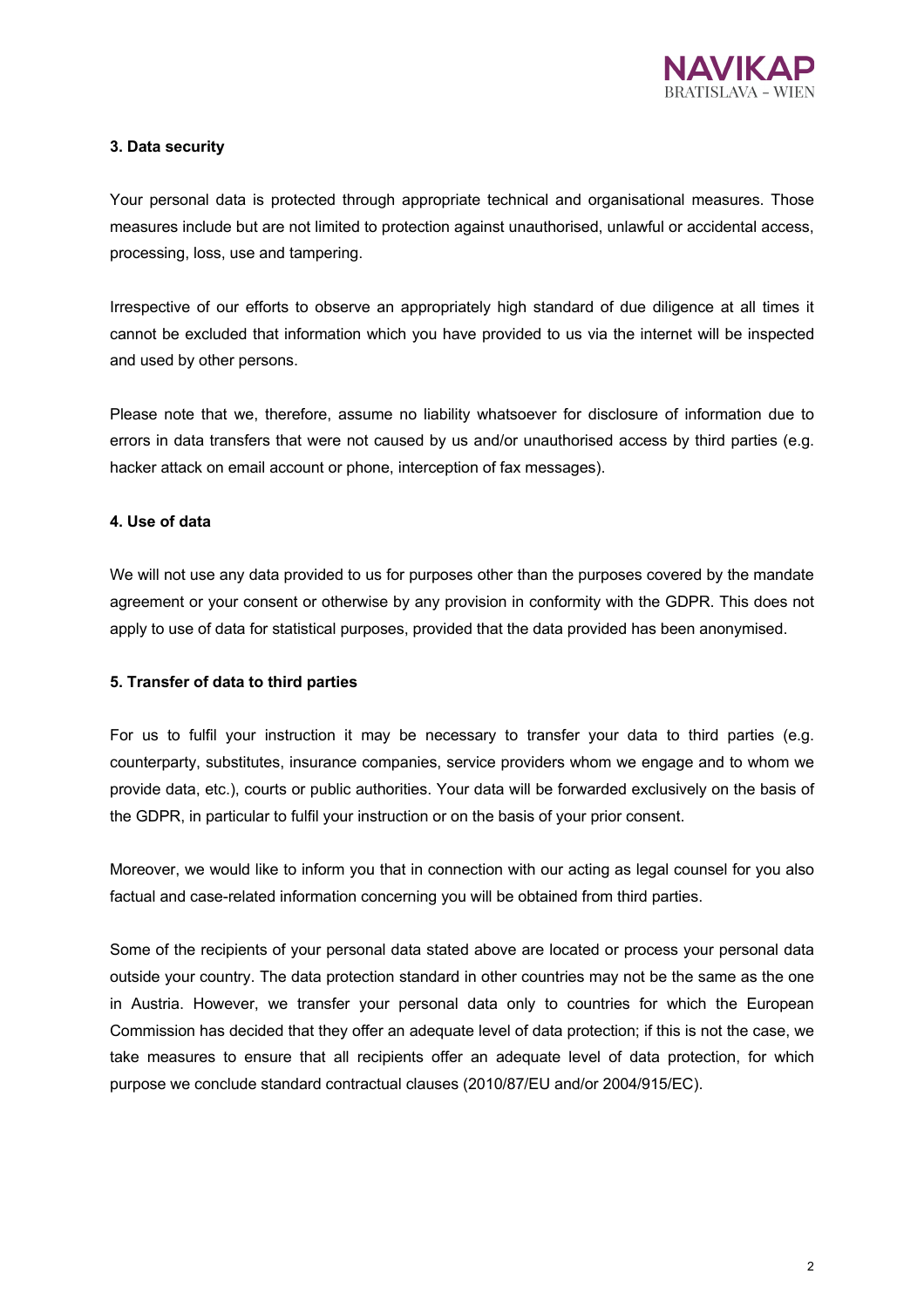### 3. Data security

Your personal data is protected through appropriate technical and organisational measures. Those measures include but are not limited to protection against unauthorised, unlawful or accidental access, processing, loss, use and tampering.

Irrespective of our efforts to observe an appropriately high standard of due diligence at all times it cannot be excluded that information which you have provided to us via the internet will be inspected and used by other persons.

Please note that we, therefore, assume no liability whatsoever for disclosure of information due to errors in data transfers that were not caused by us and/or unauthorised access by third parties (e.g. hacker attack on email account or phone, interception of fax messages).

### 4. Use of data

We will not use any data provided to us for purposes other than the purposes covered by the mandate agreement or your consent or otherwise by any provision in conformity with the GDPR. This does not apply to use of data for statistical purposes, provided that the data provided has been anonymised.

### 5. Transfer of data to third parties

For us to fulfil your instruction it may be necessary to transfer your data to third parties (e.g. counterparty, substitutes, insurance companies, service providers whom we engage and to whom we provide data, etc.), courts or public authorities. Your data will be forwarded exclusively on the basis of the GDPR, in particular to fulfil your instruction or on the basis of your prior consent.

Moreover, we would like to inform you that in connection with our acting as legal counsel for you also factual and case-related information concerning you will be obtained from third parties.

Some of the recipients of your personal data stated above are located or process your personal data outside your country. The data protection standard in other countries may not be the same as the one in Austria. However, we transfer your personal data only to countries for which the European Commission has decided that they offer an adequate level of data protection; if this is not the case, we take measures to ensure that all recipients offer an adequate level of data protection, for which purpose we conclude standard contractual clauses (2010/87/EU and/or 2004/915/EC).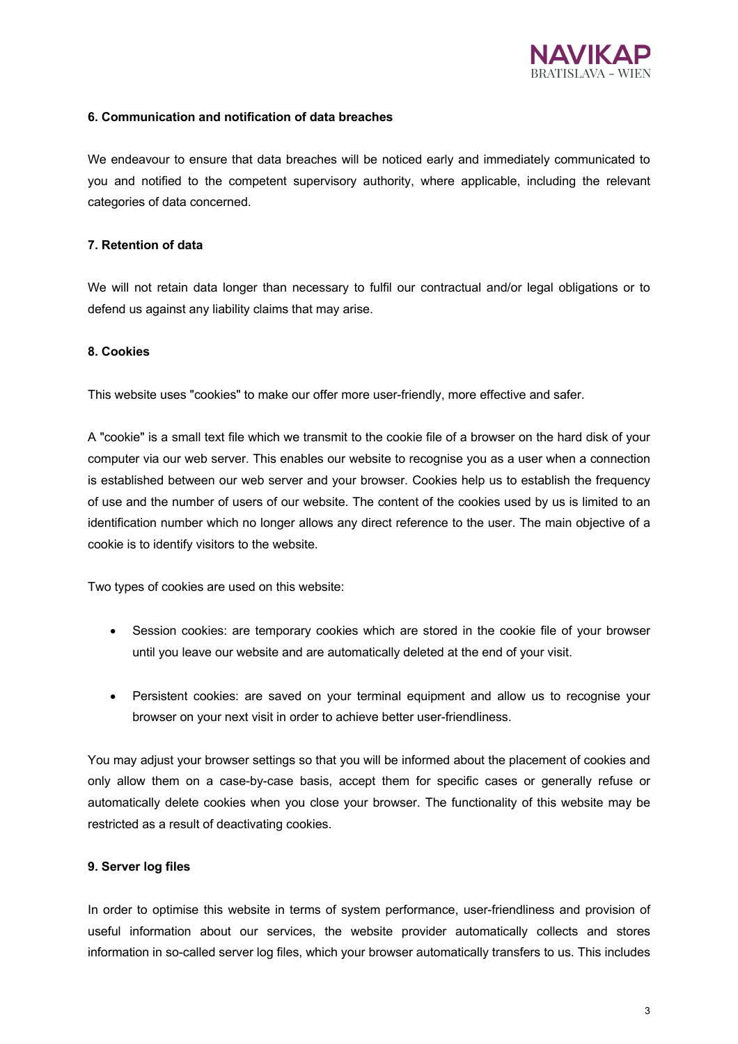**6. Communication and notification of data breaches**

We endeavour to ensure that data breaches will be noticed early and immediately communicated to you and notified to the competent supervisory authority, where applicable, including the relevant categories of data concerned.

**7. Retention of data**

We will not retain data longer than necessary to fulfil our contractual and/or legal obligations or to defend us against any liability claims that may arise.

**8. Cookies**

This website uses "cookies" to make our offer more user-friendly, more effective and safer.

A "cookie" is a small text file which we transmit to the cookie file of a browser on the hard disk of your computer via our web server. This enables our website to recognise you as a user when a connection is established between our web server and your browser. Cookies help us to establish the frequency of use and the number of users of our website. The content of the cookies used by us is limited to an identification number which no longer allows any direct reference to the user. The main objective of a cookie is to identify visitors to the website.

Two types of cookies are used on this website:

- Session cookies: are temporary cookies which are stored in the cookie file of your browser until you leave our website and are automatically deleted at the end of your visit.
- Persistent cookies: are saved on your terminal equipment and allow us to recognise your browser on your next visit in order to achieve better user-friendliness.

You may adjust your browser settings so that you will be informed about the placement of cookies and only allow them on a case-by-case basis, accept them for specific cases or generally refuse or automatically delete cookies when you close your browser. The functionality of this website may be restricted as a result of deactivating cookies.

**9. Server log files**

In order to optimise this website in terms of system performance, user-friendliness and provision of useful information about our services, the website provider automatically collects and stores information in so-called server log files, which your browser automatically transfers to us. This includes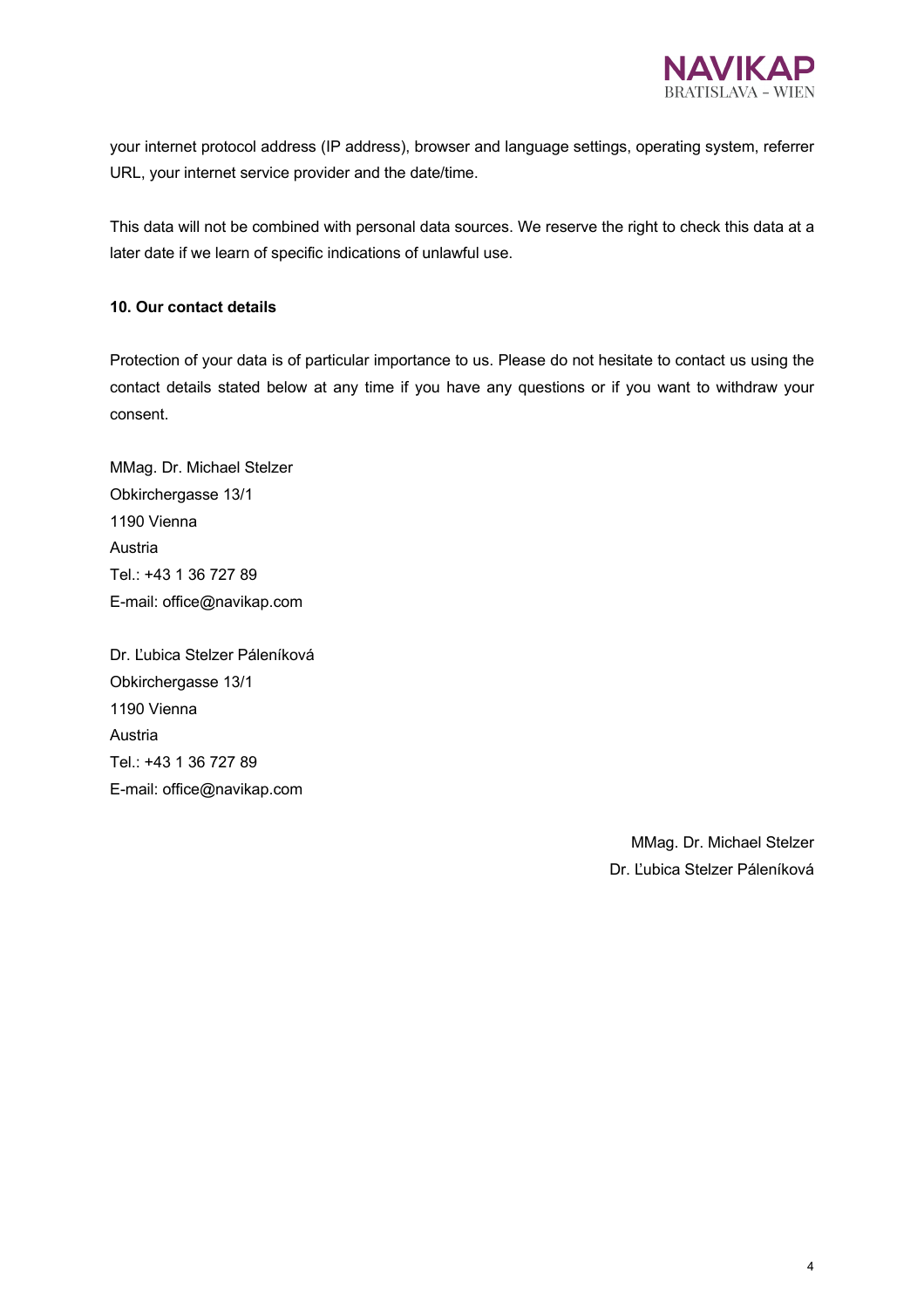your internet protocol address (IP address), browser and language settings, operating system, referrer URL, your internet service provider and the date/time.

This data will not be combined with personal data sources. We reserve the right to check this data at a later date if we learn of specific indications of unlawful use.

**10. Our contact details**

Protection of your data is of particular importance to us. Please do not hesitate to contact us using the contact details stated below at any time if you have any questions or if you want to withdraw your consent.

MMag. Dr. Michael Stelzer
Obkirchergasse 13/1
1190 Vienna
Austria
Tel.: +43 1 36 727 89
E-mail: office@navikap.com

Dr. Ľubica Stelzer Páleníková
Obkirchergasse 13/1
1190 Vienna
Austria
Tel.: +43 1 36 727 89
E-mail: office@navikap.com

MMag. Dr. Michael Stelzer
Dr. Ľubica Stelzer Páleníková